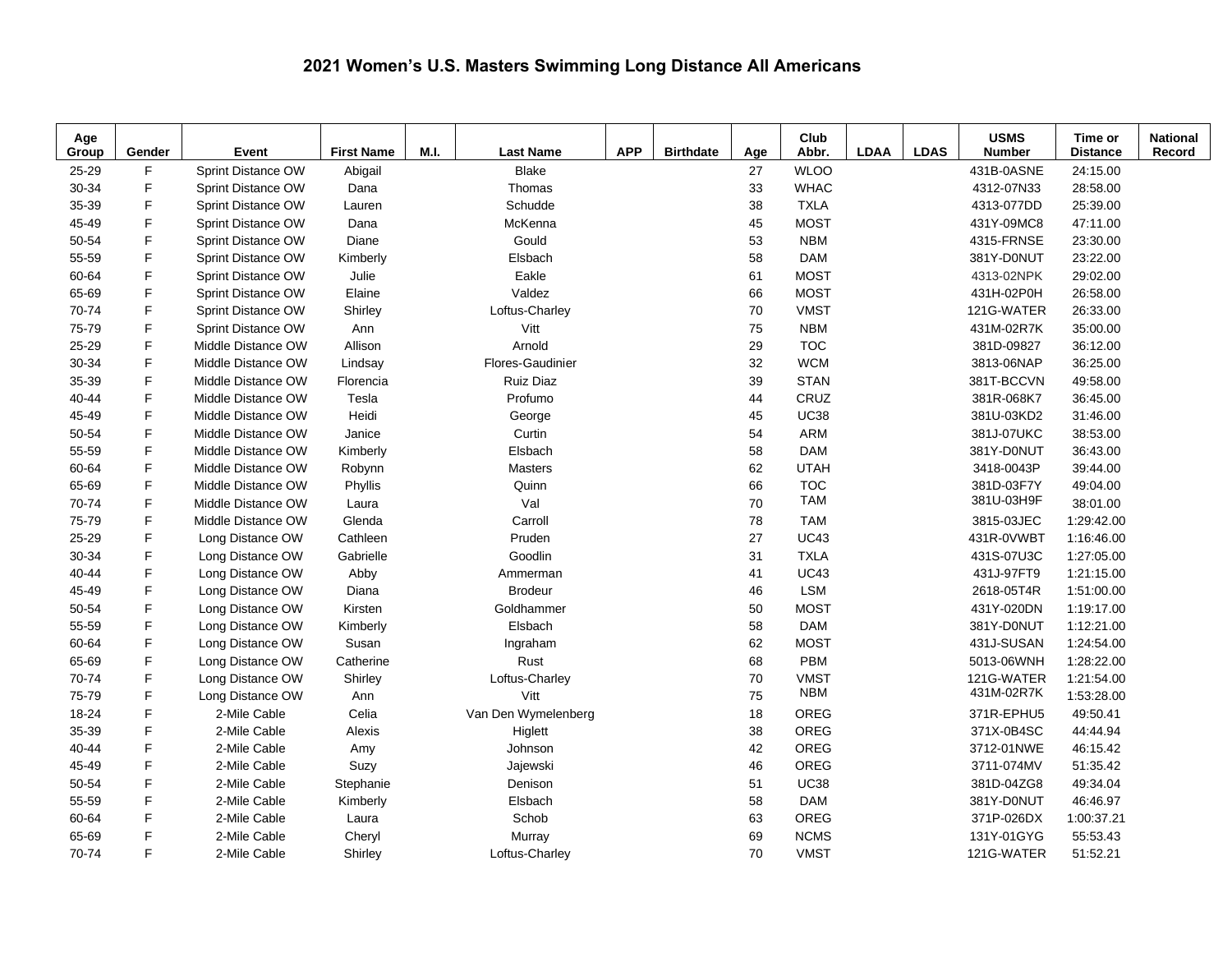# 2021 Women's U.S. Masters Swimming Long Distance All Americans

| Age Group | Gender | Event | First Name | M.I. | Last Name | APP | Birthdate | Age | Club Abbr. | LDAA | LDAS | USMS Number | Time or Distance | National Record |
|---|---|---|---|---|---|---|---|---|---|---|---|---|---|---|
| 25-29 | F | Sprint Distance OW | Abigail | | Blake | | | 27 | WLOO | | | 431B-0ASNE | 24:15.00 | |
| 30-34 | F | Sprint Distance OW | Dana | | Thomas | | | 33 | WHAC | | | 4312-07N33 | 28:58.00 | |
| 35-39 | F | Sprint Distance OW | Lauren | | Schudde | | | 38 | TXLA | | | 4313-077DD | 25:39.00 | |
| 45-49 | F | Sprint Distance OW | Dana | | McKenna | | | 45 | MOST | | | 431Y-09MC8 | 47:11.00 | |
| 50-54 | F | Sprint Distance OW | Diane | | Gould | | | 53 | NBM | | | 4315-FRNSE | 23:30.00 | |
| 55-59 | F | Sprint Distance OW | Kimberly | | Elsbach | | | 58 | DAM | | | 381Y-D0NUT | 23:22.00 | |
| 60-64 | F | Sprint Distance OW | Julie | | Eakle | | | 61 | MOST | | | 4313-02NPK | 29:02.00 | |
| 65-69 | F | Sprint Distance OW | Elaine | | Valdez | | | 66 | MOST | | | 431H-02P0H | 26:58.00 | |
| 70-74 | F | Sprint Distance OW | Shirley | | Loftus-Charley | | | 70 | VMST | | | 121G-WATER | 26:33.00 | |
| 75-79 | F | Sprint Distance OW | Ann | | Vitt | | | 75 | NBM | | | 431M-02R7K | 35:00.00 | |
| 25-29 | F | Middle Distance OW | Allison | | Arnold | | | 29 | TOC | | | 381D-09827 | 36:12.00 | |
| 30-34 | F | Middle Distance OW | Lindsay | | Flores-Gaudinier | | | 32 | WCM | | | 3813-06NAP | 36:25.00 | |
| 35-39 | F | Middle Distance OW | Florencia | | Ruiz Diaz | | | 39 | STAN | | | 381T-BCCVN | 49:58.00 | |
| 40-44 | F | Middle Distance OW | Tesla | | Profumo | | | 44 | CRUZ | | | 381R-068K7 | 36:45.00 | |
| 45-49 | F | Middle Distance OW | Heidi | | George | | | 45 | UC38 | | | 381U-03KD2 | 31:46.00 | |
| 50-54 | F | Middle Distance OW | Janice | | Curtin | | | 54 | ARM | | | 381J-07UKC | 38:53.00 | |
| 55-59 | F | Middle Distance OW | Kimberly | | Elsbach | | | 58 | DAM | | | 381Y-D0NUT | 36:43.00 | |
| 60-64 | F | Middle Distance OW | Robynn | | Masters | | | 62 | UTAH | | | 3418-0043P | 39:44.00 | |
| 65-69 | F | Middle Distance OW | Phyllis | | Quinn | | | 66 | TOC | | | 381D-03F7Y | 49:04.00 | |
| 70-74 | F | Middle Distance OW | Laura | | Val | | | 70 | TAM | | | 381U-03H9F | 38:01.00 | |
| 75-79 | F | Middle Distance OW | Glenda | | Carroll | | | 78 | TAM | | | 3815-03JEC | 1:29:42.00 | |
| 25-29 | F | Long Distance OW | Cathleen | | Pruden | | | 27 | UC43 | | | 431R-0VWBT | 1:16:46.00 | |
| 30-34 | F | Long Distance OW | Gabrielle | | Goodlin | | | 31 | TXLA | | | 431S-07U3C | 1:27:05.00 | |
| 40-44 | F | Long Distance OW | Abby | | Ammerman | | | 41 | UC43 | | | 431J-97FT9 | 1:21:15.00 | |
| 45-49 | F | Long Distance OW | Diana | | Brodeur | | | 46 | LSM | | | 2618-05T4R | 1:51:00.00 | |
| 50-54 | F | Long Distance OW | Kirsten | | Goldhammer | | | 50 | MOST | | | 431Y-020DN | 1:19:17.00 | |
| 55-59 | F | Long Distance OW | Kimberly | | Elsbach | | | 58 | DAM | | | 381Y-D0NUT | 1:12:21.00 | |
| 60-64 | F | Long Distance OW | Susan | | Ingraham | | | 62 | MOST | | | 431J-SUSAN | 1:24:54.00 | |
| 65-69 | F | Long Distance OW | Catherine | | Rust | | | 68 | PBM | | | 5013-06WNH | 1:28:22.00 | |
| 70-74 | F | Long Distance OW | Shirley | | Loftus-Charley | | | 70 | VMST | | | 121G-WATER | 1:21:54.00 | |
| 75-79 | F | Long Distance OW | Ann | | Vitt | | | 75 | NBM | | | 431M-02R7K | 1:53:28.00 | |
| 18-24 | F | 2-Mile Cable | Celia | | Van Den Wymelenberg | | | 18 | OREG | | | 371R-EPHU5 | 49:50.41 | |
| 35-39 | F | 2-Mile Cable | Alexis | | Higlett | | | 38 | OREG | | | 371X-0B4SC | 44:44.94 | |
| 40-44 | F | 2-Mile Cable | Amy | | Johnson | | | 42 | OREG | | | 3712-01NWE | 46:15.42 | |
| 45-49 | F | 2-Mile Cable | Suzy | | Jajewski | | | 46 | OREG | | | 3711-074MV | 51:35.42 | |
| 50-54 | F | 2-Mile Cable | Stephanie | | Denison | | | 51 | UC38 | | | 381D-04ZG8 | 49:34.04 | |
| 55-59 | F | 2-Mile Cable | Kimberly | | Elsbach | | | 58 | DAM | | | 381Y-D0NUT | 46:46.97 | |
| 60-64 | F | 2-Mile Cable | Laura | | Schob | | | 63 | OREG | | | 371P-026DX | 1:00:37.21 | |
| 65-69 | F | 2-Mile Cable | Cheryl | | Murray | | | 69 | NCMS | | | 131Y-01GYG | 55:53.43 | |
| 70-74 | F | 2-Mile Cable | Shirley | | Loftus-Charley | | | 70 | VMST | | | 121G-WATER | 51:52.21 | |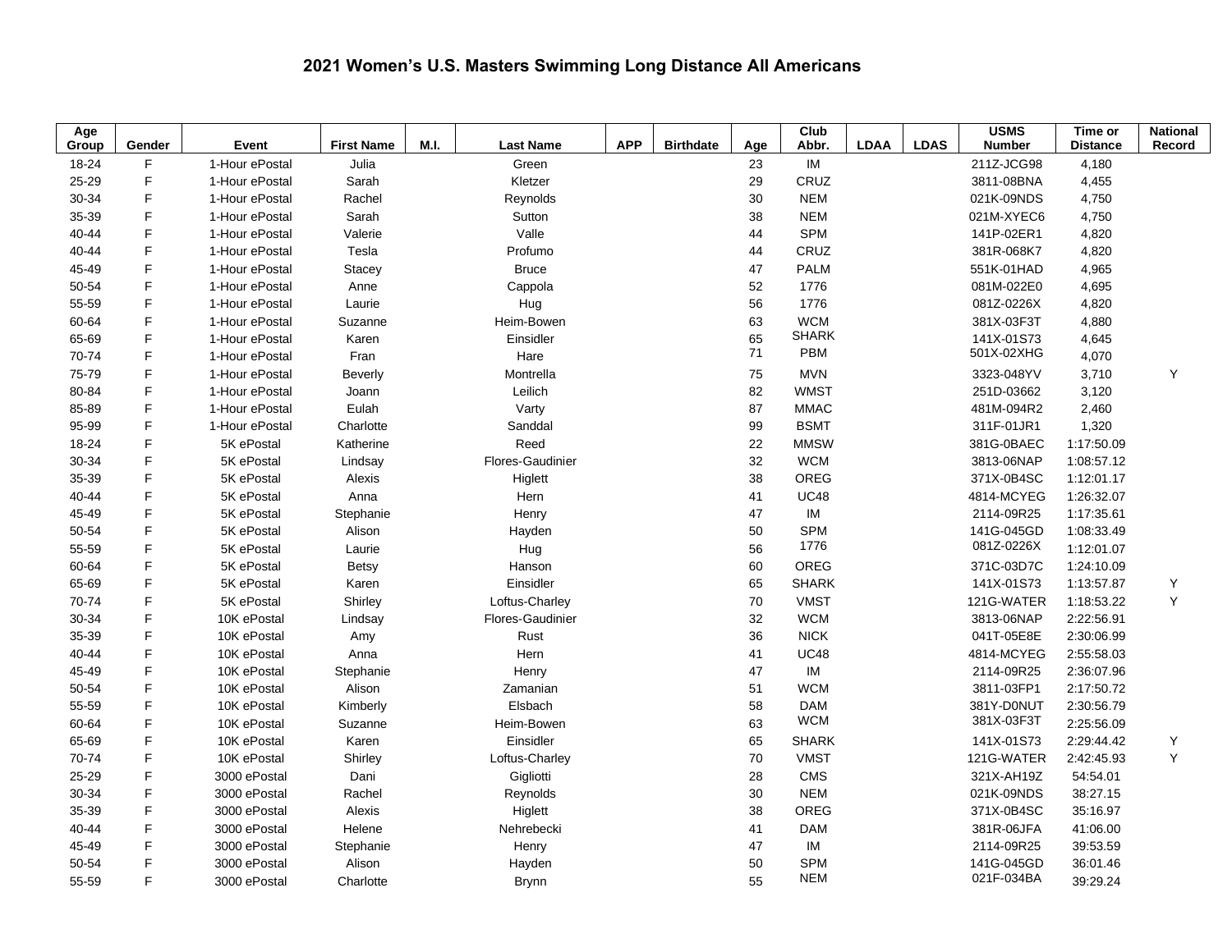# 2021 Women's U.S. Masters Swimming Long Distance All Americans

| Age Group | Gender | Event | First Name | M.I. | Last Name | APP | Birthdate | Age | Club Abbr. | LDAA | LDAS | USMS Number | Time or Distance | National Record |
|---|---|---|---|---|---|---|---|---|---|---|---|---|---|---|
| 18-24 | F | 1-Hour ePostal | Julia | | Green | | | 23 | IM | | | 211Z-JCG98 | 4,180 | |
| 25-29 | F | 1-Hour ePostal | Sarah | | Kletzer | | | 29 | CRUZ | | | 3811-08BNA | 4,455 | |
| 30-34 | F | 1-Hour ePostal | Rachel | | Reynolds | | | 30 | NEM | | | 021K-09NDS | 4,750 | |
| 35-39 | F | 1-Hour ePostal | Sarah | | Sutton | | | 38 | NEM | | | 021M-XYEC6 | 4,750 | |
| 40-44 | F | 1-Hour ePostal | Valerie | | Valle | | | 44 | SPM | | | 141P-02ER1 | 4,820 | |
| 40-44 | F | 1-Hour ePostal | Tesla | | Profumo | | | 44 | CRUZ | | | 381R-068K7 | 4,820 | |
| 45-49 | F | 1-Hour ePostal | Stacey | | Bruce | | | 47 | PALM | | | 551K-01HAD | 4,965 | |
| 50-54 | F | 1-Hour ePostal | Anne | | Cappola | | | 52 | 1776 | | | 081M-022E0 | 4,695 | |
| 55-59 | F | 1-Hour ePostal | Laurie | | Hug | | | 56 | 1776 | | | 081Z-0226X | 4,820 | |
| 60-64 | F | 1-Hour ePostal | Suzanne | | Heim-Bowen | | | 63 | WCM | | | 381X-03F3T | 4,880 | |
| 65-69 | F | 1-Hour ePostal | Karen | | Einsidler | | | 65 | SHARK | | | 141X-01S73 | 4,645 | |
| 70-74 | F | 1-Hour ePostal | Fran | | Hare | | | 71 | PBM | | | 501X-02XHG | 4,070 | |
| 75-79 | F | 1-Hour ePostal | Beverly | | Montrella | | | 75 | MVN | | | 3323-048YV | 3,710 | Y |
| 80-84 | F | 1-Hour ePostal | Joann | | Leilich | | | 82 | WMST | | | 251D-03662 | 3,120 | |
| 85-89 | F | 1-Hour ePostal | Eulah | | Varty | | | 87 | MMAC | | | 481M-094R2 | 2,460 | |
| 95-99 | F | 1-Hour ePostal | Charlotte | | Sanddal | | | 99 | BSMT | | | 311F-01JR1 | 1,320 | |
| 18-24 | F | 5K ePostal | Katherine | | Reed | | | 22 | MMSW | | | 381G-0BAEC | 1:17:50.09 | |
| 30-34 | F | 5K ePostal | Lindsay | | Flores-Gaudinier | | | 32 | WCM | | | 3813-06NAP | 1:08:57.12 | |
| 35-39 | F | 5K ePostal | Alexis | | Higlett | | | 38 | OREG | | | 371X-0B4SC | 1:12:01.17 | |
| 40-44 | F | 5K ePostal | Anna | | Hern | | | 41 | UC48 | | | 4814-MCYEG | 1:26:32.07 | |
| 45-49 | F | 5K ePostal | Stephanie | | Henry | | | 47 | IM | | | 2114-09R25 | 1:17:35.61 | |
| 50-54 | F | 5K ePostal | Alison | | Hayden | | | 50 | SPM | | | 141G-045GD | 1:08:33.49 | |
| 55-59 | F | 5K ePostal | Laurie | | Hug | | | 56 | 1776 | | | 081Z-0226X | 1:12:01.07 | |
| 60-64 | F | 5K ePostal | Betsy | | Hanson | | | 60 | OREG | | | 371C-03D7C | 1:24:10.09 | |
| 65-69 | F | 5K ePostal | Karen | | Einsidler | | | 65 | SHARK | | | 141X-01S73 | 1:13:57.87 | Y |
| 70-74 | F | 5K ePostal | Shirley | | Loftus-Charley | | | 70 | VMST | | | 121G-WATER | 1:18:53.22 | Y |
| 30-34 | F | 10K ePostal | Lindsay | | Flores-Gaudinier | | | 32 | WCM | | | 3813-06NAP | 2:22:56.91 | |
| 35-39 | F | 10K ePostal | Amy | | Rust | | | 36 | NICK | | | 041T-05E8E | 2:30:06.99 | |
| 40-44 | F | 10K ePostal | Anna | | Hern | | | 41 | UC48 | | | 4814-MCYEG | 2:55:58.03 | |
| 45-49 | F | 10K ePostal | Stephanie | | Henry | | | 47 | IM | | | 2114-09R25 | 2:36:07.96 | |
| 50-54 | F | 10K ePostal | Alison | | Zamanian | | | 51 | WCM | | | 3811-03FP1 | 2:17:50.72 | |
| 55-59 | F | 10K ePostal | Kimberly | | Elsbach | | | 58 | DAM | | | 381Y-D0NUT | 2:30:56.79 | |
| 60-64 | F | 10K ePostal | Suzanne | | Heim-Bowen | | | 63 | WCM | | | 381X-03F3T | 2:25:56.09 | |
| 65-69 | F | 10K ePostal | Karen | | Einsidler | | | 65 | SHARK | | | 141X-01S73 | 2:29:44.42 | Y |
| 70-74 | F | 10K ePostal | Shirley | | Loftus-Charley | | | 70 | VMST | | | 121G-WATER | 2:42:45.93 | Y |
| 25-29 | F | 3000 ePostal | Dani | | Gigliotti | | | 28 | CMS | | | 321X-AH19Z | 54:54.01 | |
| 30-34 | F | 3000 ePostal | Rachel | | Reynolds | | | 30 | NEM | | | 021K-09NDS | 38:27.15 | |
| 35-39 | F | 3000 ePostal | Alexis | | Higlett | | | 38 | OREG | | | 371X-0B4SC | 35:16.97 | |
| 40-44 | F | 3000 ePostal | Helene | | Nehrebecki | | | 41 | DAM | | | 381R-06JFA | 41:06.00 | |
| 45-49 | F | 3000 ePostal | Stephanie | | Henry | | | 47 | IM | | | 2114-09R25 | 39:53.59 | |
| 50-54 | F | 3000 ePostal | Alison | | Hayden | | | 50 | SPM | | | 141G-045GD | 36:01.46 | |
| 55-59 | F | 3000 ePostal | Charlotte | | Brynn | | | 55 | NEM | | | 021F-034BA | 39:29.24 | |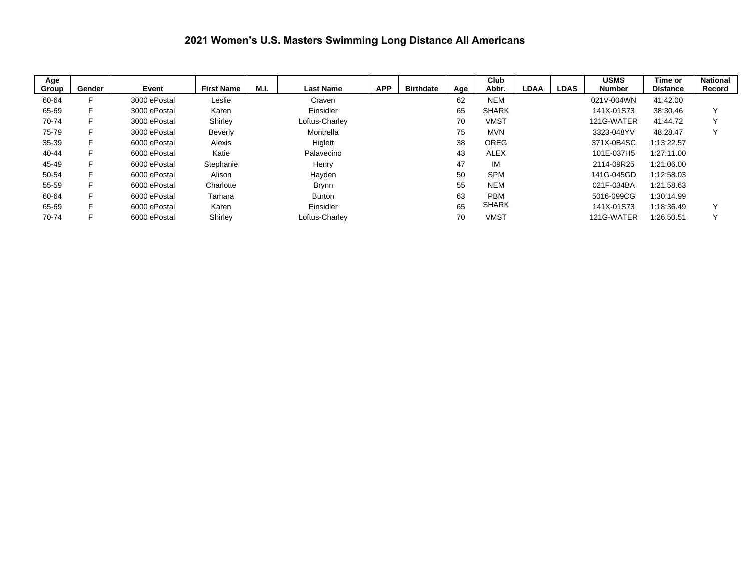# 2021 Women's U.S. Masters Swimming Long Distance All Americans

| Age Group | Gender | Event | First Name | M.I. | Last Name | APP | Birthdate | Age | Club Abbr. | LDAA | LDAS | USMS Number | Time or Distance | National Record |
|---|---|---|---|---|---|---|---|---|---|---|---|---|---|---|
| 60-64 | F | 3000 ePostal | Leslie | | Craven | | | 62 | NEM | | | 021V-004WN | 41:42.00 | |
| 65-69 | F | 3000 ePostal | Karen | | Einsidler | | | 65 | SHARK | | | 141X-01S73 | 38:30.46 | Y |
| 70-74 | F | 3000 ePostal | Shirley | | Loftus-Charley | | | 70 | VMST | | | 121G-WATER | 41:44.72 | Y |
| 75-79 | F | 3000 ePostal | Beverly | | Montrella | | | 75 | MVN | | | 3323-048YV | 48:28.47 | Y |
| 35-39 | F | 6000 ePostal | Alexis | | Higlett | | | 38 | OREG | | | 371X-0B4SC | 1:13:22.57 | |
| 40-44 | F | 6000 ePostal | Katie | | Palavecino | | | 43 | ALEX | | | 101E-037H5 | 1:27:11.00 | |
| 45-49 | F | 6000 ePostal | Stephanie | | Henry | | | 47 | IM | | | 2114-09R25 | 1:21:06.00 | |
| 50-54 | F | 6000 ePostal | Alison | | Hayden | | | 50 | SPM | | | 141G-045GD | 1:12:58.03 | |
| 55-59 | F | 6000 ePostal | Charlotte | | Brynn | | | 55 | NEM | | | 021F-034BA | 1:21:58.63 | |
| 60-64 | F | 6000 ePostal | Tamara | | Burton | | | 63 | PBM | | | 5016-099CG | 1:30:14.99 | |
| 65-69 | F | 6000 ePostal | Karen | | Einsidler | | | 65 | SHARK | | | 141X-01S73 | 1:18:36.49 | Y |
| 70-74 | F | 6000 ePostal | Shirley | | Loftus-Charley | | | 70 | VMST | | | 121G-WATER | 1:26:50.51 | Y |